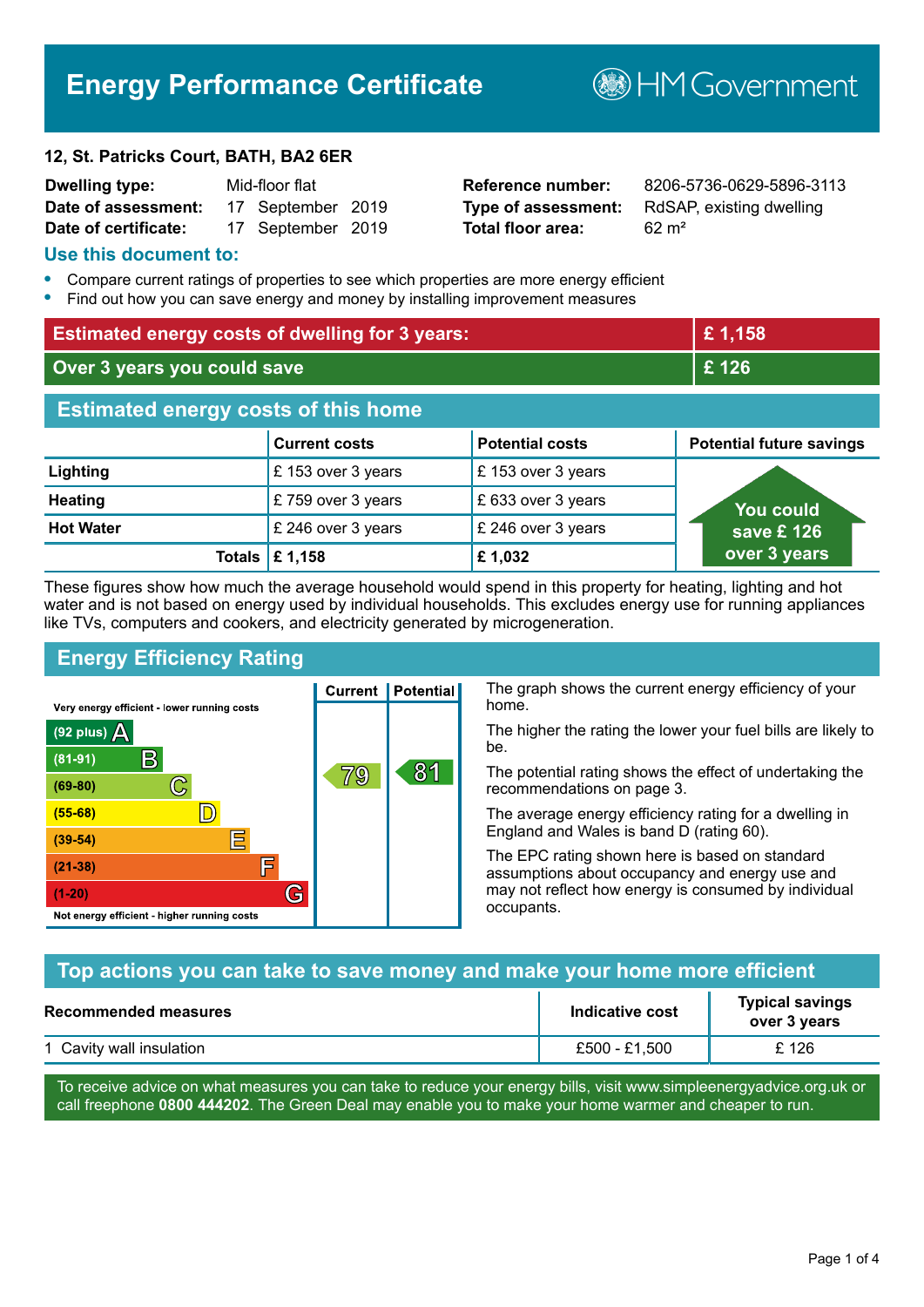# Energy Performance Certificate

HM Government

**12, St. Patricks Court, BATH, BA2 6ER**

| | | | |
|---|---|---|---|
| **Dwelling type:** | Mid-floor flat | **Reference number:** | 8206-5736-0629-5896-3113 |
| **Date of assessment:** | 17 September 2019 | **Type of assessment:** | RdSAP, existing dwelling |
| **Date of certificate:** | 17 September 2019 | **Total floor area:** | 62 m² |

## Use this document to:

- Compare current ratings of properties to see which properties are more energy efficient
- Find out how you can save energy and money by installing improvement measures

| | |
|---|---|
| **Estimated energy costs of dwelling for 3 years:** | **£ 1,158** |
| **Over 3 years you could save** | **£ 126** |

## Estimated energy costs of this home

| | Current costs | Potential costs | Potential future savings |
|---|---|---|---|
| **Lighting** | £ 153 over 3 years | £ 153 over 3 years | You could save £ 126 over 3 years |
| **Heating** | £ 759 over 3 years | £ 633 over 3 years | |
| **Hot Water** | £ 246 over 3 years | £ 246 over 3 years | |
| **Totals** | **£ 1,158** | **£ 1,032** | |

These figures show how much the average household would spend in this property for heating, lighting and hot water and is not based on energy used by individual households. This excludes energy use for running appliances like TVs, computers and cookers, and electricity generated by microgeneration.

## Energy Efficiency Rating

| Rating | Current | Potential |
|---|---|---|
| Very energy efficient - lower running costs | | |
| (92 plus) A | | |
| (81-91) B | | 81 |
| (69-80) C | 79 | |
| (55-68) D | | |
| (39-54) E | | |
| (21-38) F | | |
| (1-20) G | | |
| Not energy efficient - higher running costs | | |

The graph shows the current energy efficiency of your home.

The higher the rating the lower your fuel bills are likely to be.

The potential rating shows the effect of undertaking the recommendations on page 3.

The average energy efficiency rating for a dwelling in England and Wales is band D (rating 60).

The EPC rating shown here is based on standard assumptions about occupancy and energy use and may not reflect how energy is consumed by individual occupants.

## Top actions you can take to save money and make your home more efficient

| Recommended measures | Indicative cost | Typical savings over 3 years |
|---|---|---|
| 1 Cavity wall insulation | £500 - £1,500 | £ 126 |

To receive advice on what measures you can take to reduce your energy bills, visit www.simpleenergyadvice.org.uk or call freephone **0800 444202**. The Green Deal may enable you to make your home warmer and cheaper to run.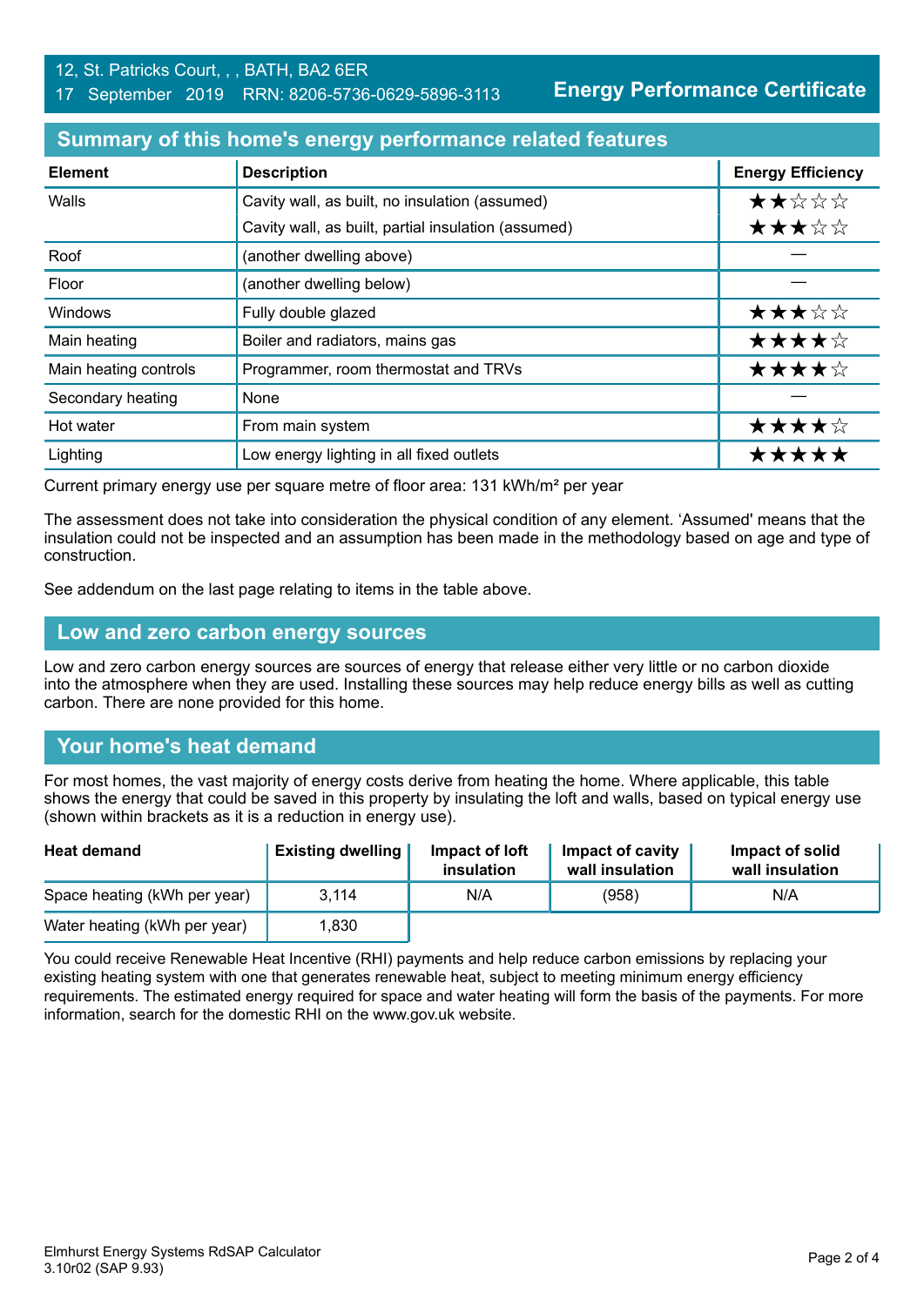12, St. Patricks Court, , , BATH, BA2 6ER
17 September 2019 RRN: 8206-5736-0629-5896-3113

**Energy Performance Certificate**

## Summary of this home's energy performance related features

| Element | Description | Energy Efficiency |
|---|---|---|
| Walls | Cavity wall, as built, no insulation (assumed) | ★★☆☆☆ |
| | Cavity wall, as built, partial insulation (assumed) | ★★★☆☆ |
| Roof | (another dwelling above) | — |
| Floor | (another dwelling below) | — |
| Windows | Fully double glazed | ★★★☆☆ |
| Main heating | Boiler and radiators, mains gas | ★★★★☆ |
| Main heating controls | Programmer, room thermostat and TRVs | ★★★★☆ |
| Secondary heating | None | — |
| Hot water | From main system | ★★★★☆ |
| Lighting | Low energy lighting in all fixed outlets | ★★★★★ |

Current primary energy use per square metre of floor area: 131 kWh/m² per year

The assessment does not take into consideration the physical condition of any element. 'Assumed' means that the insulation could not be inspected and an assumption has been made in the methodology based on age and type of construction.

See addendum on the last page relating to items in the table above.

## Low and zero carbon energy sources

Low and zero carbon energy sources are sources of energy that release either very little or no carbon dioxide into the atmosphere when they are used. Installing these sources may help reduce energy bills as well as cutting carbon. There are none provided for this home.

## Your home's heat demand

For most homes, the vast majority of energy costs derive from heating the home. Where applicable, this table shows the energy that could be saved in this property by insulating the loft and walls, based on typical energy use (shown within brackets as it is a reduction in energy use).

| Heat demand | Existing dwelling | Impact of loft insulation | Impact of cavity wall insulation | Impact of solid wall insulation |
|---|---|---|---|---|
| Space heating (kWh per year) | 3,114 | N/A | (958) | N/A |
| Water heating (kWh per year) | 1,830 | | | |

You could receive Renewable Heat Incentive (RHI) payments and help reduce carbon emissions by replacing your existing heating system with one that generates renewable heat, subject to meeting minimum energy efficiency requirements. The estimated energy required for space and water heating will form the basis of the payments. For more information, search for the domestic RHI on the www.gov.uk website.

Elmhurst Energy Systems RdSAP Calculator
3.10r02 (SAP 9.93)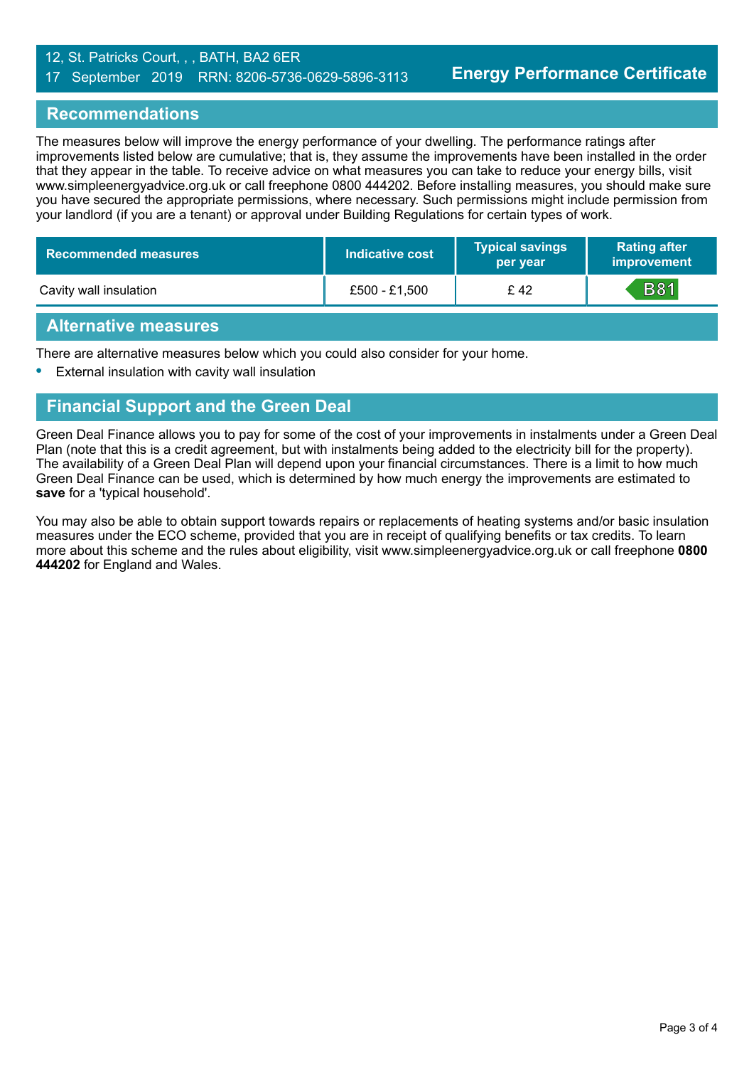12, St. Patricks Court, , , BATH, BA2 6ER
17 September 2019 RRN: 8206-5736-0629-5896-3113

**Energy Performance Certificate**

## Recommendations

The measures below will improve the energy performance of your dwelling. The performance ratings after improvements listed below are cumulative; that is, they assume the improvements have been installed in the order that they appear in the table. To receive advice on what measures you can take to reduce your energy bills, visit www.simpleenergyadvice.org.uk or call freephone 0800 444202. Before installing measures, you should make sure you have secured the appropriate permissions, where necessary. Such permissions might include permission from your landlord (if you are a tenant) or approval under Building Regulations for certain types of work.

| Recommended measures | Indicative cost | Typical savings per year | Rating after improvement |
|---|---|---|---|
| Cavity wall insulation | £500 - £1,500 | £ 42 | B81 |

## Alternative measures

There are alternative measures below which you could also consider for your home.

- External insulation with cavity wall insulation

## Financial Support and the Green Deal

Green Deal Finance allows you to pay for some of the cost of your improvements in instalments under a Green Deal Plan (note that this is a credit agreement, but with instalments being added to the electricity bill for the property). The availability of a Green Deal Plan will depend upon your financial circumstances. There is a limit to how much Green Deal Finance can be used, which is determined by how much energy the improvements are estimated to **save** for a 'typical household'.

You may also be able to obtain support towards repairs or replacements of heating systems and/or basic insulation measures under the ECO scheme, provided that you are in receipt of qualifying benefits or tax credits. To learn more about this scheme and the rules about eligibility, visit www.simpleenergyadvice.org.uk or call freephone **0800 444202** for England and Wales.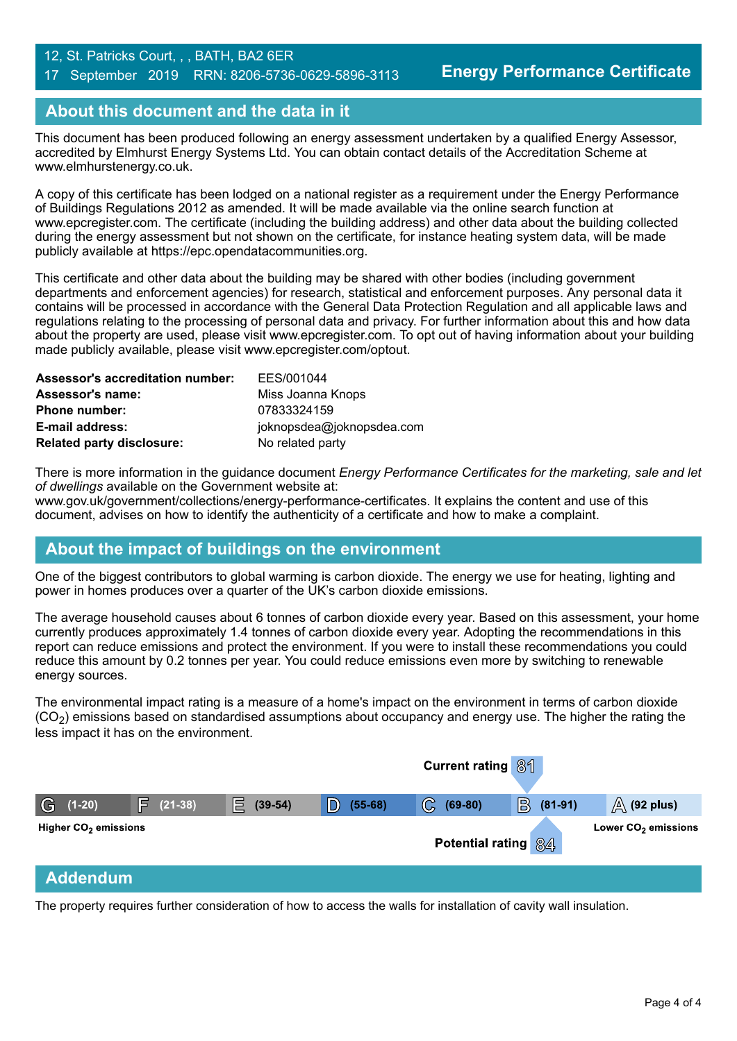12, St. Patricks Court, , , BATH, BA2 6ER
17 September 2019 RRN: 8206-5736-0629-5896-3113

**Energy Performance Certificate**

## About this document and the data in it

This document has been produced following an energy assessment undertaken by a qualified Energy Assessor, accredited by Elmhurst Energy Systems Ltd. You can obtain contact details of the Accreditation Scheme at www.elmhurstenergy.co.uk.

A copy of this certificate has been lodged on a national register as a requirement under the Energy Performance of Buildings Regulations 2012 as amended. It will be made available via the online search function at www.epcregister.com. The certificate (including the building address) and other data about the building collected during the energy assessment but not shown on the certificate, for instance heating system data, will be made publicly available at https://epc.opendatacommunities.org.

This certificate and other data about the building may be shared with other bodies (including government departments and enforcement agencies) for research, statistical and enforcement purposes. Any personal data it contains will be processed in accordance with the General Data Protection Regulation and all applicable laws and regulations relating to the processing of personal data and privacy. For further information about this and how data about the property are used, please visit www.epcregister.com. To opt out of having information about your building made publicly available, please visit www.epcregister.com/optout.

| | |
|---|---|
| **Assessor's accreditation number:** | EES/001044 |
| **Assessor's name:** | Miss Joanna Knops |
| **Phone number:** | 07833324159 |
| **E-mail address:** | joknopsdea@joknopsdea.com |
| **Related party disclosure:** | No related party |

There is more information in the guidance document *Energy Performance Certificates for the marketing, sale and let of dwellings* available on the Government website at: www.gov.uk/government/collections/energy-performance-certificates. It explains the content and use of this document, advises on how to identify the authenticity of a certificate and how to make a complaint.

## About the impact of buildings on the environment

One of the biggest contributors to global warming is carbon dioxide. The energy we use for heating, lighting and power in homes produces over a quarter of the UK's carbon dioxide emissions.

The average household causes about 6 tonnes of carbon dioxide every year. Based on this assessment, your home currently produces approximately 1.4 tonnes of carbon dioxide every year. Adopting the recommendations in this report can reduce emissions and protect the environment. If you were to install these recommendations you could reduce this amount by 0.2 tonnes per year. You could reduce emissions even more by switching to renewable energy sources.

The environmental impact rating is a measure of a home's impact on the environment in terms of carbon dioxide ($CO_2$) emissions based on standardised assumptions about occupancy and energy use. The higher the rating the less impact it has on the environment.

Current rating 81

G (1-20) F (21-38) E (39-54) D (55-68) C (69-80) B (81-91) A (92 plus)

Higher $CO_2$ emissions

Lower $CO_2$ emissions

Potential rating 84

## Addendum

The property requires further consideration of how to access the walls for installation of cavity wall insulation.